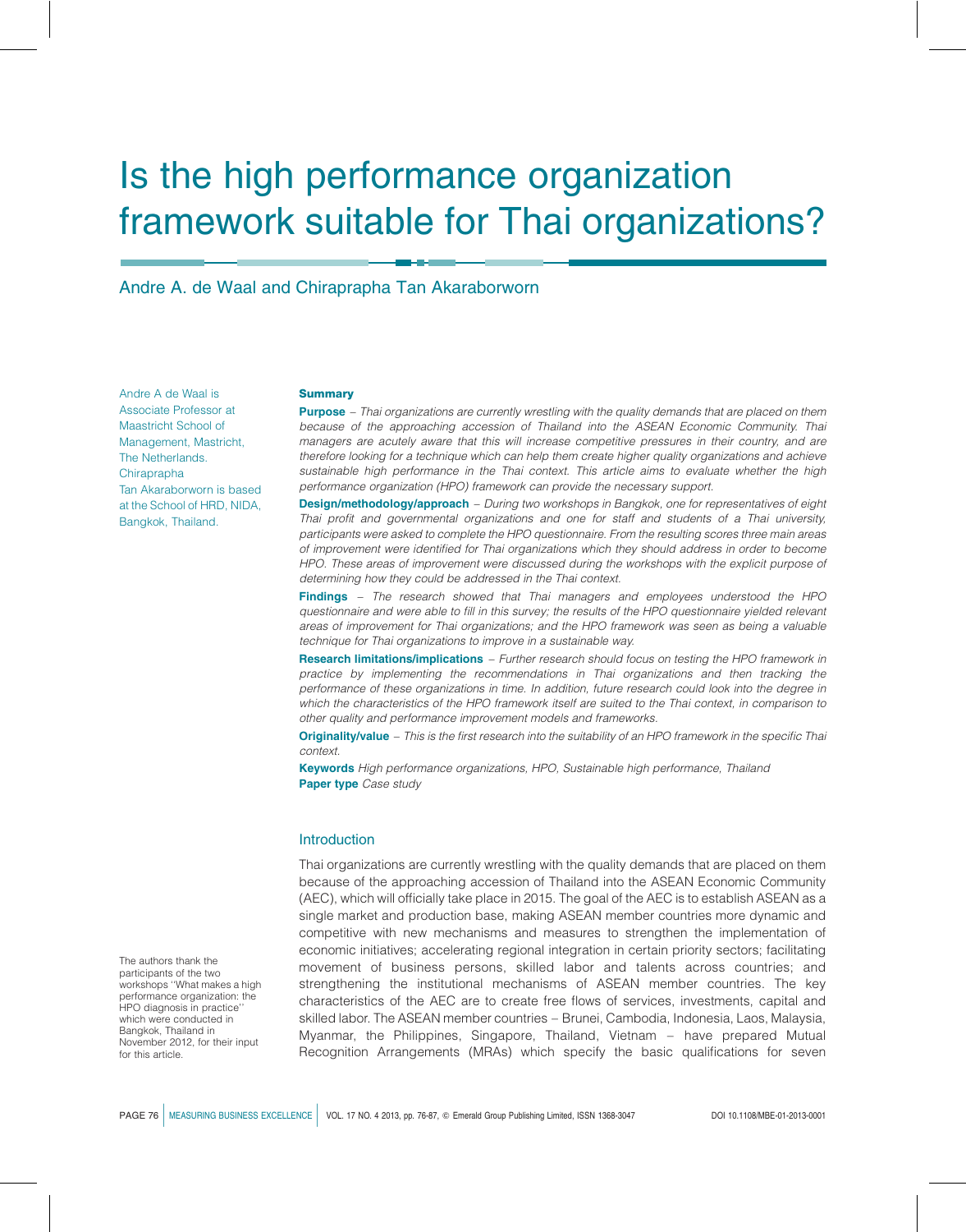# Is the high performance organization framework suitable for Thai organizations?

Andre A. de Waal and Chiraprapha Tan Akaraborworn

Andre A de Waal is Associate Professor at Maastricht School of Management, Mastricht, The Netherlands. Chiraprapha Tan Akaraborworn is based at the School of HRD, NIDA, Bangkok, Thailand.

## Summary

**Purpose** – *Thai organizations are currently wrestling with the quality demands that are placed on them because of the approaching accession of Thailand into the ASEAN Economic Community. Thai managers are acutely aware that this will increase competitive pressures in their country, and are therefore looking for a technique which can help them create higher quality organizations and achieve sustainable high performance in the Thai context. This article aims to evaluate whether the high performance organization (HPO) framework can provide the necessary support.*

**Design/methodology/approach** – *During two workshops in Bangkok, one for representatives of eight Thai profit and governmental organizations and one for staff and students of a Thai university, participants were asked to complete the HPO questionnaire. From the resulting scores three main areas of improvement were identified for Thai organizations which they should address in order to become HPO. These areas of improvement were discussed during the workshops with the explicit purpose of determining how they could be addressed in the Thai context.*

**Findings** – *The research showed that Thai managers and employees understood the HPO questionnaire and were able to fill in this survey; the results of the HPO questionnaire yielded relevant areas of improvement for Thai organizations; and the HPO framework was seen as being a valuable technique for Thai organizations to improve in a sustainable way.*

**Research limitations/implications** – *Further research should focus on testing the HPO framework in practice by implementing the recommendations in Thai organizations and then tracking the performance of these organizations in time. In addition, future research could look into the degree in which the characteristics of the HPO framework itself are suited to the Thai context, in comparison to other quality and performance improvement models and frameworks.*

**Originality/value** – *This is the first research into the suitability of an HPO framework in the specific Thai context.*

**Keywords** *High performance organizations, HPO, Sustainable high performance, Thailand*
**Paper type** *Case study*

## Introduction

Thai organizations are currently wrestling with the quality demands that are placed on them because of the approaching accession of Thailand into the ASEAN Economic Community (AEC), which will officially take place in 2015. The goal of the AEC is to establish ASEAN as a single market and production base, making ASEAN member countries more dynamic and competitive with new mechanisms and measures to strengthen the implementation of economic initiatives; accelerating regional integration in certain priority sectors; facilitating movement of business persons, skilled labor and talents across countries; and strengthening the institutional mechanisms of ASEAN member countries. The key characteristics of the AEC are to create free flows of services, investments, capital and skilled labor. The ASEAN member countries – Brunei, Cambodia, Indonesia, Laos, Malaysia, Myanmar, the Philippines, Singapore, Thailand, Vietnam – have prepared Mutual Recognition Arrangements (MRAs) which specify the basic qualifications for seven

The authors thank the participants of the two workshops "What makes a high performance organization: the HPO diagnosis in practice" which were conducted in Bangkok, Thailand in November 2012, for their input for this article.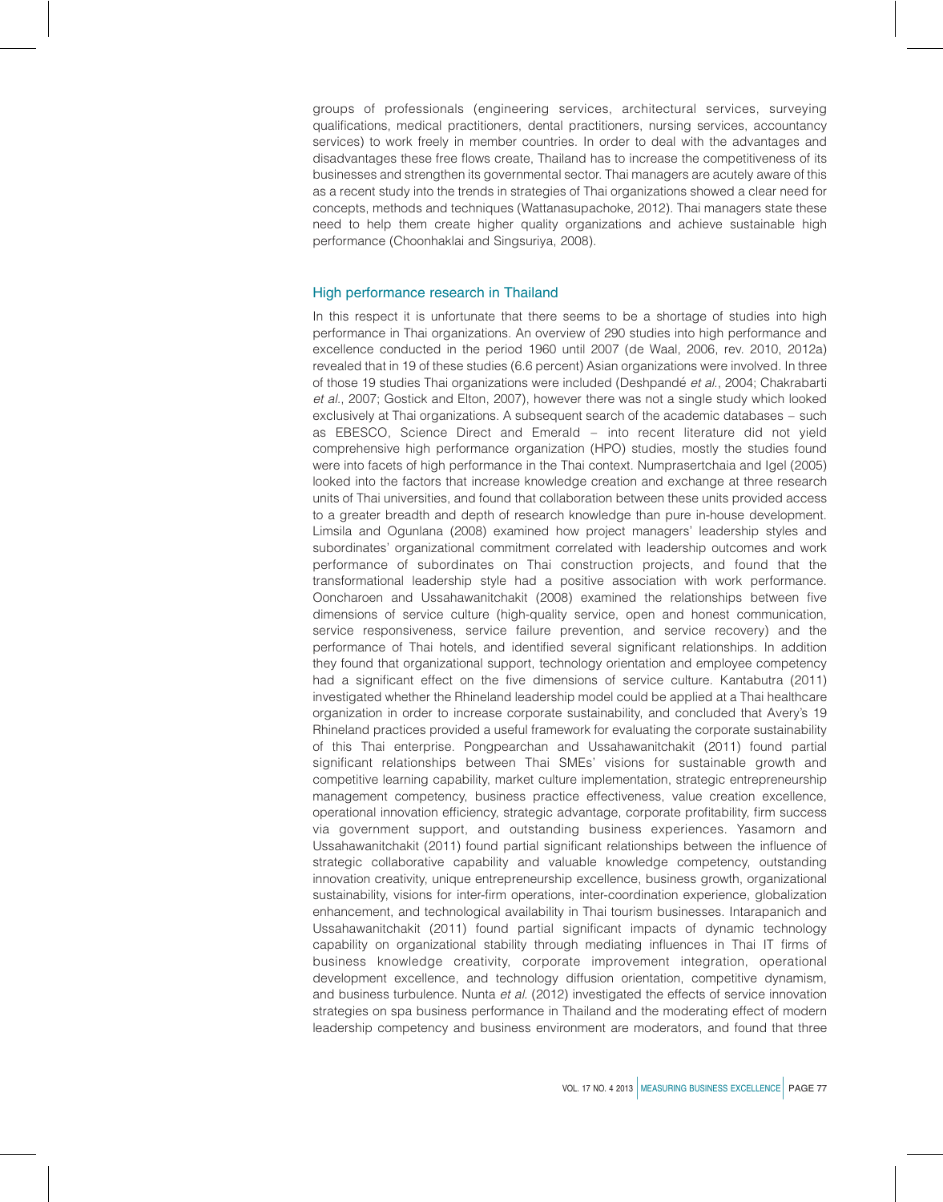groups of professionals (engineering services, architectural services, surveying qualifications, medical practitioners, dental practitioners, nursing services, accountancy services) to work freely in member countries. In order to deal with the advantages and disadvantages these free flows create, Thailand has to increase the competitiveness of its businesses and strengthen its governmental sector. Thai managers are acutely aware of this as a recent study into the trends in strategies of Thai organizations showed a clear need for concepts, methods and techniques (Wattanasupachoke, 2012). Thai managers state these need to help them create higher quality organizations and achieve sustainable high performance (Choonhaklai and Singsuriya, 2008).

## High performance research in Thailand

In this respect it is unfortunate that there seems to be a shortage of studies into high performance in Thai organizations. An overview of 290 studies into high performance and excellence conducted in the period 1960 until 2007 (de Waal, 2006, rev. 2010, 2012a) revealed that in 19 of these studies (6.6 percent) Asian organizations were involved. In three of those 19 studies Thai organizations were included (Deshpandé *et al.*, 2004; Chakrabarti *et al.*, 2007; Gostick and Elton, 2007), however there was not a single study which looked exclusively at Thai organizations. A subsequent search of the academic databases – such as EBESCO, Science Direct and Emerald – into recent literature did not yield comprehensive high performance organization (HPO) studies, mostly the studies found were into facets of high performance in the Thai context. Numprasertchaia and Igel (2005) looked into the factors that increase knowledge creation and exchange at three research units of Thai universities, and found that collaboration between these units provided access to a greater breadth and depth of research knowledge than pure in-house development. Limsila and Ogunlana (2008) examined how project managers' leadership styles and subordinates' organizational commitment correlated with leadership outcomes and work performance of subordinates on Thai construction projects, and found that the transformational leadership style had a positive association with work performance. Ooncharoen and Ussahawanitchakit (2008) examined the relationships between five dimensions of service culture (high-quality service, open and honest communication, service responsiveness, service failure prevention, and service recovery) and the performance of Thai hotels, and identified several significant relationships. In addition they found that organizational support, technology orientation and employee competency had a significant effect on the five dimensions of service culture. Kantabutra (2011) investigated whether the Rhineland leadership model could be applied at a Thai healthcare organization in order to increase corporate sustainability, and concluded that Avery's 19 Rhineland practices provided a useful framework for evaluating the corporate sustainability of this Thai enterprise. Pongpearchan and Ussahawanitchakit (2011) found partial significant relationships between Thai SMEs' visions for sustainable growth and competitive learning capability, market culture implementation, strategic entrepreneurship management competency, business practice effectiveness, value creation excellence, operational innovation efficiency, strategic advantage, corporate profitability, firm success via government support, and outstanding business experiences. Yasamorn and Ussahawanitchakit (2011) found partial significant relationships between the influence of strategic collaborative capability and valuable knowledge competency, outstanding innovation creativity, unique entrepreneurship excellence, business growth, organizational sustainability, visions for inter-firm operations, inter-coordination experience, globalization enhancement, and technological availability in Thai tourism businesses. Intarapanich and Ussahawanitchakit (2011) found partial significant impacts of dynamic technology capability on organizational stability through mediating influences in Thai IT firms of business knowledge creativity, corporate improvement integration, operational development excellence, and technology diffusion orientation, competitive dynamism, and business turbulence. Nunta *et al.* (2012) investigated the effects of service innovation strategies on spa business performance in Thailand and the moderating effect of modern leadership competency and business environment are moderators, and found that three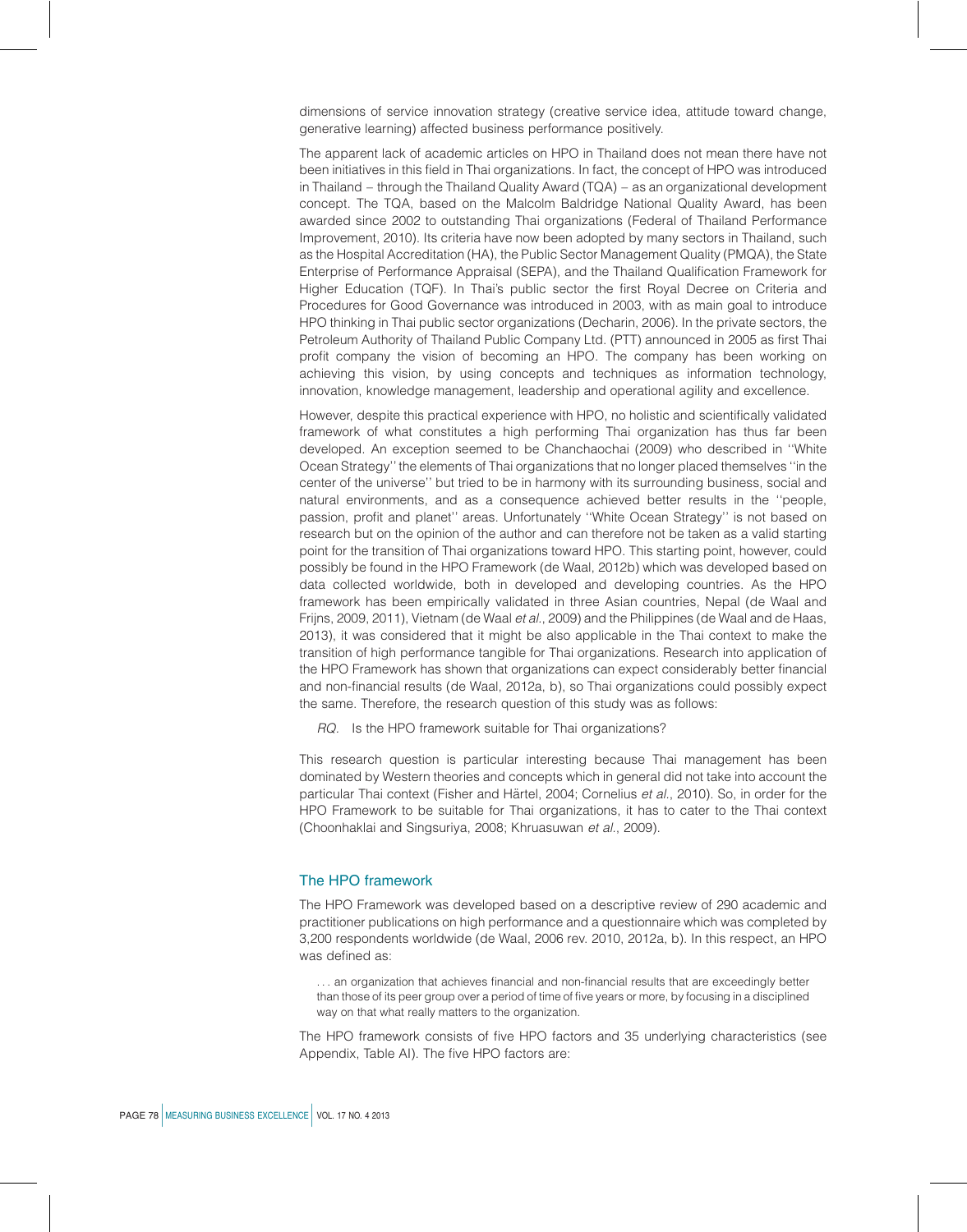dimensions of service innovation strategy (creative service idea, attitude toward change, generative learning) affected business performance positively.

The apparent lack of academic articles on HPO in Thailand does not mean there have not been initiatives in this field in Thai organizations. In fact, the concept of HPO was introduced in Thailand – through the Thailand Quality Award (TQA) – as an organizational development concept. The TQA, based on the Malcolm Baldridge National Quality Award, has been awarded since 2002 to outstanding Thai organizations (Federal of Thailand Performance Improvement, 2010). Its criteria have now been adopted by many sectors in Thailand, such as the Hospital Accreditation (HA), the Public Sector Management Quality (PMQA), the State Enterprise of Performance Appraisal (SEPA), and the Thailand Qualification Framework for Higher Education (TQF). In Thai's public sector the first Royal Decree on Criteria and Procedures for Good Governance was introduced in 2003, with as main goal to introduce HPO thinking in Thai public sector organizations (Decharin, 2006). In the private sectors, the Petroleum Authority of Thailand Public Company Ltd. (PTT) announced in 2005 as first Thai profit company the vision of becoming an HPO. The company has been working on achieving this vision, by using concepts and techniques as information technology, innovation, knowledge management, leadership and operational agility and excellence.

However, despite this practical experience with HPO, no holistic and scientifically validated framework of what constitutes a high performing Thai organization has thus far been developed. An exception seemed to be Chanchaochai (2009) who described in ''White Ocean Strategy'' the elements of Thai organizations that no longer placed themselves ''in the center of the universe'' but tried to be in harmony with its surrounding business, social and natural environments, and as a consequence achieved better results in the ''people, passion, profit and planet'' areas. Unfortunately ''White Ocean Strategy'' is not based on research but on the opinion of the author and can therefore not be taken as a valid starting point for the transition of Thai organizations toward HPO. This starting point, however, could possibly be found in the HPO Framework (de Waal, 2012b) which was developed based on data collected worldwide, both in developed and developing countries. As the HPO framework has been empirically validated in three Asian countries, Nepal (de Waal and Frijns, 2009, 2011), Vietnam (de Waal *et al.*, 2009) and the Philippines (de Waal and de Haas, 2013), it was considered that it might be also applicable in the Thai context to make the transition of high performance tangible for Thai organizations. Research into application of the HPO Framework has shown that organizations can expect considerably better financial and non-financial results (de Waal, 2012a, b), so Thai organizations could possibly expect the same. Therefore, the research question of this study was as follows:

*RQ*. Is the HPO framework suitable for Thai organizations?

This research question is particular interesting because Thai management has been dominated by Western theories and concepts which in general did not take into account the particular Thai context (Fisher and Härtel, 2004; Cornelius *et al.*, 2010). So, in order for the HPO Framework to be suitable for Thai organizations, it has to cater to the Thai context (Choonhaklai and Singsuriya, 2008; Khruasuwan *et al.*, 2009).

## The HPO framework

The HPO Framework was developed based on a descriptive review of 290 academic and practitioner publications on high performance and a questionnaire which was completed by 3,200 respondents worldwide (de Waal, 2006 rev. 2010, 2012a, b). In this respect, an HPO was defined as:

> . . . an organization that achieves financial and non-financial results that are exceedingly better than those of its peer group over a period of time of five years or more, by focusing in a disciplined way on that what really matters to the organization.

The HPO framework consists of five HPO factors and 35 underlying characteristics (see Appendix, Table AI). The five HPO factors are: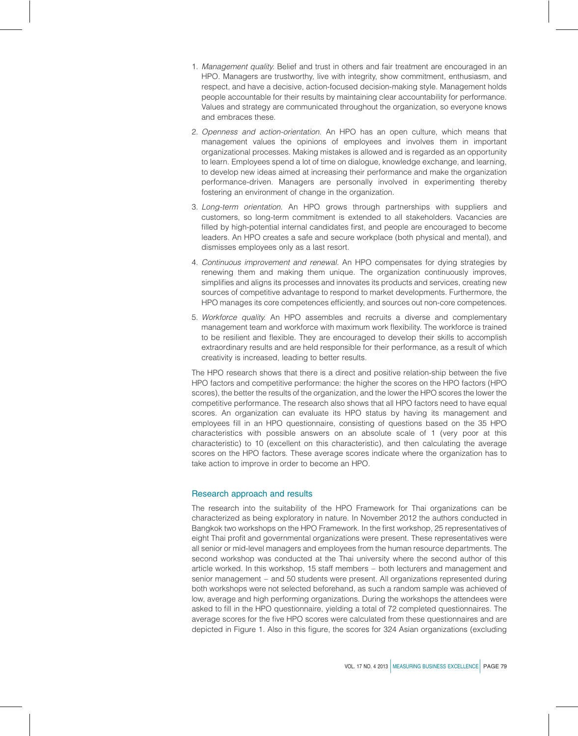1. *Management quality*. Belief and trust in others and fair treatment are encouraged in an HPO. Managers are trustworthy, live with integrity, show commitment, enthusiasm, and respect, and have a decisive, action-focused decision-making style. Management holds people accountable for their results by maintaining clear accountability for performance. Values and strategy are communicated throughout the organization, so everyone knows and embraces these.
2. *Openness and action-orientation*. An HPO has an open culture, which means that management values the opinions of employees and involves them in important organizational processes. Making mistakes is allowed and is regarded as an opportunity to learn. Employees spend a lot of time on dialogue, knowledge exchange, and learning, to develop new ideas aimed at increasing their performance and make the organization performance-driven. Managers are personally involved in experimenting thereby fostering an environment of change in the organization.
3. *Long-term orientation*. An HPO grows through partnerships with suppliers and customers, so long-term commitment is extended to all stakeholders. Vacancies are filled by high-potential internal candidates first, and people are encouraged to become leaders. An HPO creates a safe and secure workplace (both physical and mental), and dismisses employees only as a last resort.
4. *Continuous improvement and renewal*. An HPO compensates for dying strategies by renewing them and making them unique. The organization continuously improves, simplifies and aligns its processes and innovates its products and services, creating new sources of competitive advantage to respond to market developments. Furthermore, the HPO manages its core competences efficiently, and sources out non-core competences.
5. *Workforce quality*. An HPO assembles and recruits a diverse and complementary management team and workforce with maximum work flexibility. The workforce is trained to be resilient and flexible. They are encouraged to develop their skills to accomplish extraordinary results and are held responsible for their performance, as a result of which creativity is increased, leading to better results.

The HPO research shows that there is a direct and positive relation-ship between the five HPO factors and competitive performance: the higher the scores on the HPO factors (HPO scores), the better the results of the organization, and the lower the HPO scores the lower the competitive performance. The research also shows that all HPO factors need to have equal scores. An organization can evaluate its HPO status by having its management and employees fill in an HPO questionnaire, consisting of questions based on the 35 HPO characteristics with possible answers on an absolute scale of 1 (very poor at this characteristic) to 10 (excellent on this characteristic), and then calculating the average scores on the HPO factors. These average scores indicate where the organization has to take action to improve in order to become an HPO.

## Research approach and results

The research into the suitability of the HPO Framework for Thai organizations can be characterized as being exploratory in nature. In November 2012 the authors conducted in Bangkok two workshops on the HPO Framework. In the first workshop, 25 representatives of eight Thai profit and governmental organizations were present. These representatives were all senior or mid-level managers and employees from the human resource departments. The second workshop was conducted at the Thai university where the second author of this article worked. In this workshop, 15 staff members – both lecturers and management and senior management – and 50 students were present. All organizations represented during both workshops were not selected beforehand, as such a random sample was achieved of low, average and high performing organizations. During the workshops the attendees were asked to fill in the HPO questionnaire, yielding a total of 72 completed questionnaires. The average scores for the five HPO scores were calculated from these questionnaires and are depicted in Figure 1. Also in this figure, the scores for 324 Asian organizations (excluding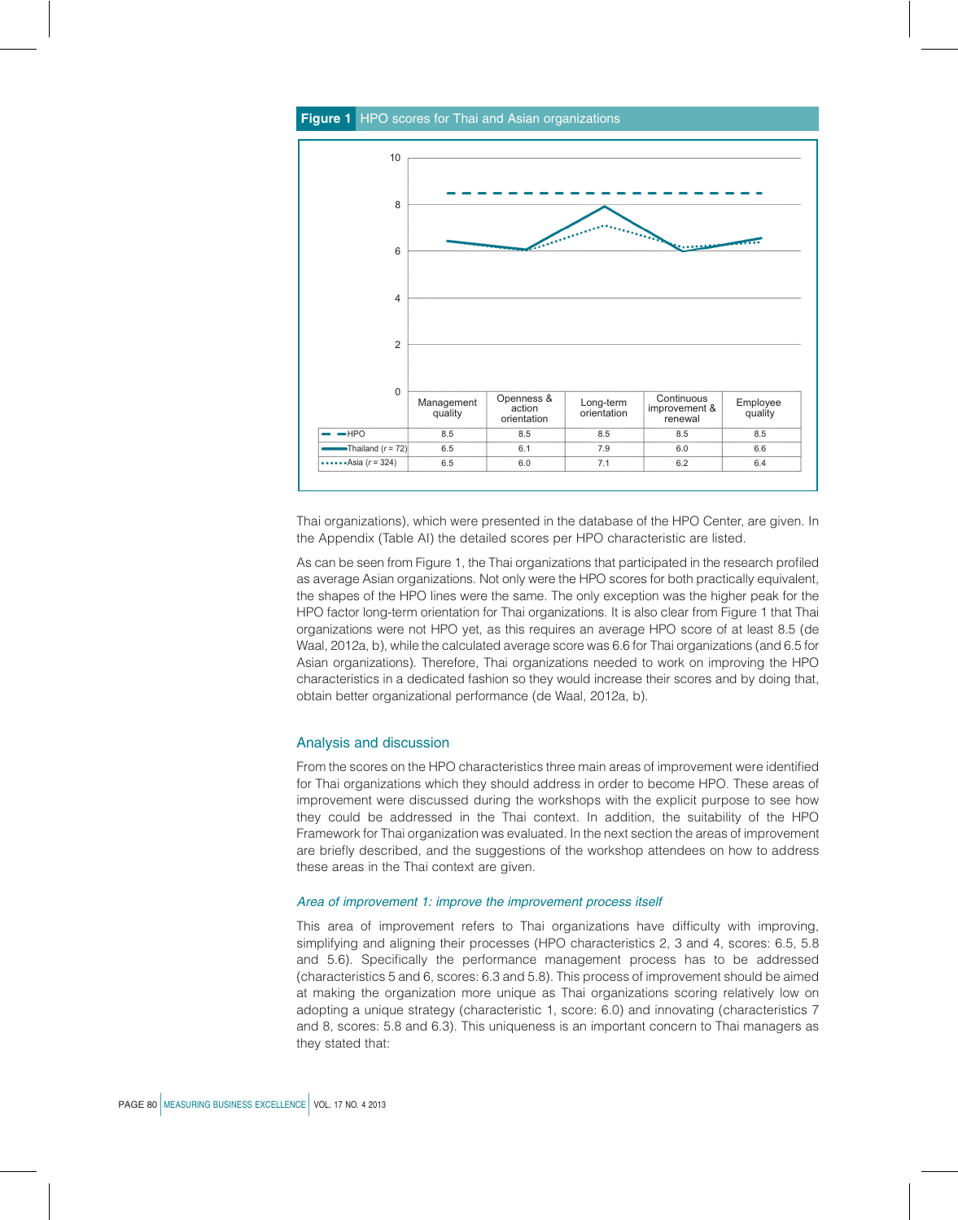**Figure 1** HPO scores for Thai and Asian organizations

| | Management quality | Openness & action orientation | Long-term orientation | Continuous improvement & renewal | Employee quality |
|---|---|---|---|---|---|
| HPO | 8.5 | 8.5 | 8.5 | 8.5 | 8.5 |
| Thailand ($r = 72$) | 6.5 | 6.1 | 7.9 | 6.0 | 6.6 |
| Asia ($r = 324$) | 6.5 | 6.0 | 7.1 | 6.2 | 6.4 |

Thai organizations), which were presented in the database of the HPO Center, are given. In the Appendix (Table AI) the detailed scores per HPO characteristic are listed.

As can be seen from Figure 1, the Thai organizations that participated in the research profiled as average Asian organizations. Not only were the HPO scores for both practically equivalent, the shapes of the HPO lines were the same. The only exception was the higher peak for the HPO factor long-term orientation for Thai organizations. It is also clear from Figure 1 that Thai organizations were not HPO yet, as this requires an average HPO score of at least 8.5 (de Waal, 2012a, b), while the calculated average score was 6.6 for Thai organizations (and 6.5 for Asian organizations). Therefore, Thai organizations needed to work on improving the HPO characteristics in a dedicated fashion so they would increase their scores and by doing that, obtain better organizational performance (de Waal, 2012a, b).

## Analysis and discussion

From the scores on the HPO characteristics three main areas of improvement were identified for Thai organizations which they should address in order to become HPO. These areas of improvement were discussed during the workshops with the explicit purpose to see how they could be addressed in the Thai context. In addition, the suitability of the HPO Framework for Thai organization was evaluated. In the next section the areas of improvement are briefly described, and the suggestions of the workshop attendees on how to address these areas in the Thai context are given.

### *Area of improvement 1: improve the improvement process itself*

This area of improvement refers to Thai organizations have difficulty with improving, simplifying and aligning their processes (HPO characteristics 2, 3 and 4, scores: 6.5, 5.8 and 5.6). Specifically the performance management process has to be addressed (characteristics 5 and 6, scores: 6.3 and 5.8). This process of improvement should be aimed at making the organization more unique as Thai organizations scoring relatively low on adopting a unique strategy (characteristic 1, score: 6.0) and innovating (characteristics 7 and 8, scores: 5.8 and 6.3). This uniqueness is an important concern to Thai managers as they stated that: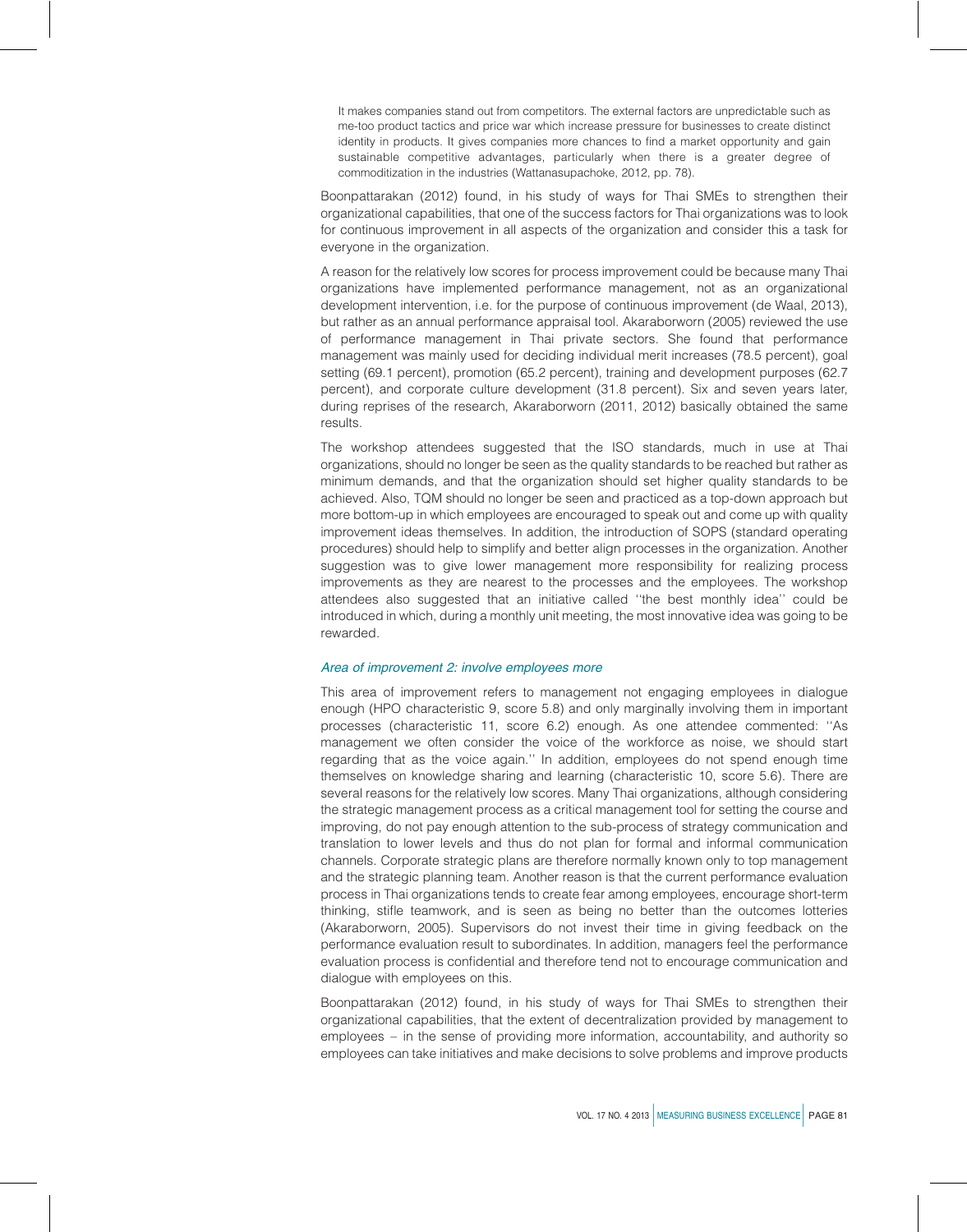> It makes companies stand out from competitors. The external factors are unpredictable such as me-too product tactics and price war which increase pressure for businesses to create distinct identity in products. It gives companies more chances to find a market opportunity and gain sustainable competitive advantages, particularly when there is a greater degree of commoditization in the industries (Wattanasupachoke, 2012, pp. 78).

Boonpattarakan (2012) found, in his study of ways for Thai SMEs to strengthen their organizational capabilities, that one of the success factors for Thai organizations was to look for continuous improvement in all aspects of the organization and consider this a task for everyone in the organization.

A reason for the relatively low scores for process improvement could be because many Thai organizations have implemented performance management, not as an organizational development intervention, i.e. for the purpose of continuous improvement (de Waal, 2013), but rather as an annual performance appraisal tool. Akaraborworn (2005) reviewed the use of performance management in Thai private sectors. She found that performance management was mainly used for deciding individual merit increases (78.5 percent), goal setting (69.1 percent), promotion (65.2 percent), training and development purposes (62.7 percent), and corporate culture development (31.8 percent). Six and seven years later, during reprises of the research, Akaraborworn (2011, 2012) basically obtained the same results.

The workshop attendees suggested that the ISO standards, much in use at Thai organizations, should no longer be seen as the quality standards to be reached but rather as minimum demands, and that the organization should set higher quality standards to be achieved. Also, TQM should no longer be seen and practiced as a top-down approach but more bottom-up in which employees are encouraged to speak out and come up with quality improvement ideas themselves. In addition, the introduction of SOPS (standard operating procedures) should help to simplify and better align processes in the organization. Another suggestion was to give lower management more responsibility for realizing process improvements as they are nearest to the processes and the employees. The workshop attendees also suggested that an initiative called ''the best monthly idea'' could be introduced in which, during a monthly unit meeting, the most innovative idea was going to be rewarded.

*Area of improvement 2: involve employees more*

This area of improvement refers to management not engaging employees in dialogue enough (HPO characteristic 9, score 5.8) and only marginally involving them in important processes (characteristic 11, score 6.2) enough. As one attendee commented: ''As management we often consider the voice of the workforce as noise, we should start regarding that as the voice again.'' In addition, employees do not spend enough time themselves on knowledge sharing and learning (characteristic 10, score 5.6). There are several reasons for the relatively low scores. Many Thai organizations, although considering the strategic management process as a critical management tool for setting the course and improving, do not pay enough attention to the sub-process of strategy communication and translation to lower levels and thus do not plan for formal and informal communication channels. Corporate strategic plans are therefore normally known only to top management and the strategic planning team. Another reason is that the current performance evaluation process in Thai organizations tends to create fear among employees, encourage short-term thinking, stifle teamwork, and is seen as being no better than the outcomes lotteries (Akaraborworn, 2005). Supervisors do not invest their time in giving feedback on the performance evaluation result to subordinates. In addition, managers feel the performance evaluation process is confidential and therefore tend not to encourage communication and dialogue with employees on this.

Boonpattarakan (2012) found, in his study of ways for Thai SMEs to strengthen their organizational capabilities, that the extent of decentralization provided by management to employees – in the sense of providing more information, accountability, and authority so employees can take initiatives and make decisions to solve problems and improve products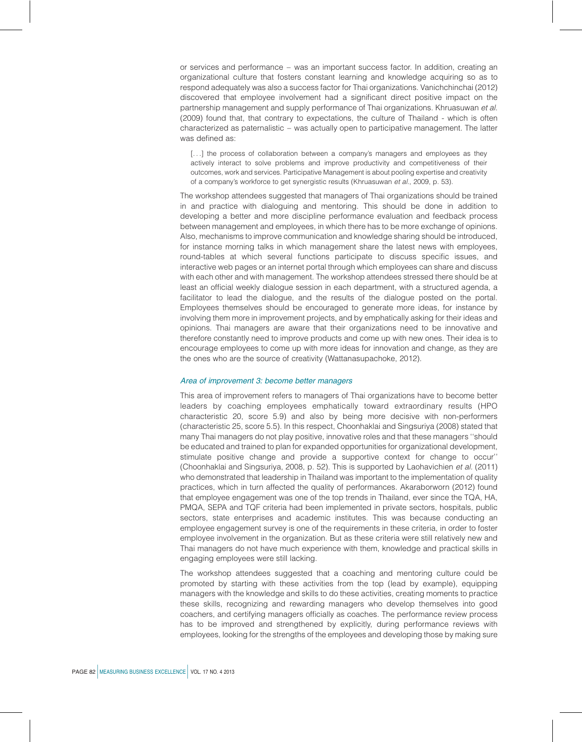or services and performance – was an important success factor. In addition, creating an organizational culture that fosters constant learning and knowledge acquiring so as to respond adequately was also a success factor for Thai organizations. Vanichchinchai (2012) discovered that employee involvement had a significant direct positive impact on the partnership management and supply performance of Thai organizations. Khruasuwan *et al.* (2009) found that, that contrary to expectations, the culture of Thailand - which is often characterized as paternalistic – was actually open to participative management. The latter was defined as:

> [. . .] the process of collaboration between a company's managers and employees as they actively interact to solve problems and improve productivity and competitiveness of their outcomes, work and services. Participative Management is about pooling expertise and creativity of a company's workforce to get synergistic results (Khruasuwan *et al.*, 2009, p. 53).

The workshop attendees suggested that managers of Thai organizations should be trained in and practice with dialoguing and mentoring. This should be done in addition to developing a better and more discipline performance evaluation and feedback process between management and employees, in which there has to be more exchange of opinions. Also, mechanisms to improve communication and knowledge sharing should be introduced, for instance morning talks in which management share the latest news with employees, round-tables at which several functions participate to discuss specific issues, and interactive web pages or an internet portal through which employees can share and discuss with each other and with management. The workshop attendees stressed there should be at least an official weekly dialogue session in each department, with a structured agenda, a facilitator to lead the dialogue, and the results of the dialogue posted on the portal. Employees themselves should be encouraged to generate more ideas, for instance by involving them more in improvement projects, and by emphatically asking for their ideas and opinions. Thai managers are aware that their organizations need to be innovative and therefore constantly need to improve products and come up with new ones. Their idea is to encourage employees to come up with more ideas for innovation and change, as they are the ones who are the source of creativity (Wattanasupachoke, 2012).

### *Area of improvement 3: become better managers*

This area of improvement refers to managers of Thai organizations have to become better leaders by coaching employees emphatically toward extraordinary results (HPO characteristic 20, score 5.9) and also by being more decisive with non-performers (characteristic 25, score 5.5). In this respect, Choonhaklai and Singsuriya (2008) stated that many Thai managers do not play positive, innovative roles and that these managers ''should be educated and trained to plan for expanded opportunities for organizational development, stimulate positive change and provide a supportive context for change to occur'' (Choonhaklai and Singsuriya, 2008, p. 52). This is supported by Laohavichien *et al.* (2011) who demonstrated that leadership in Thailand was important to the implementation of quality practices, which in turn affected the quality of performances. Akaraborworn (2012) found that employee engagement was one of the top trends in Thailand, ever since the TQA, HA, PMQA, SEPA and TQF criteria had been implemented in private sectors, hospitals, public sectors, state enterprises and academic institutes. This was because conducting an employee engagement survey is one of the requirements in these criteria, in order to foster employee involvement in the organization. But as these criteria were still relatively new and Thai managers do not have much experience with them, knowledge and practical skills in engaging employees were still lacking.

The workshop attendees suggested that a coaching and mentoring culture could be promoted by starting with these activities from the top (lead by example), equipping managers with the knowledge and skills to do these activities, creating moments to practice these skills, recognizing and rewarding managers who develop themselves into good coachers, and certifying managers officially as coaches. The performance review process has to be improved and strengthened by explicitly, during performance reviews with employees, looking for the strengths of the employees and developing those by making sure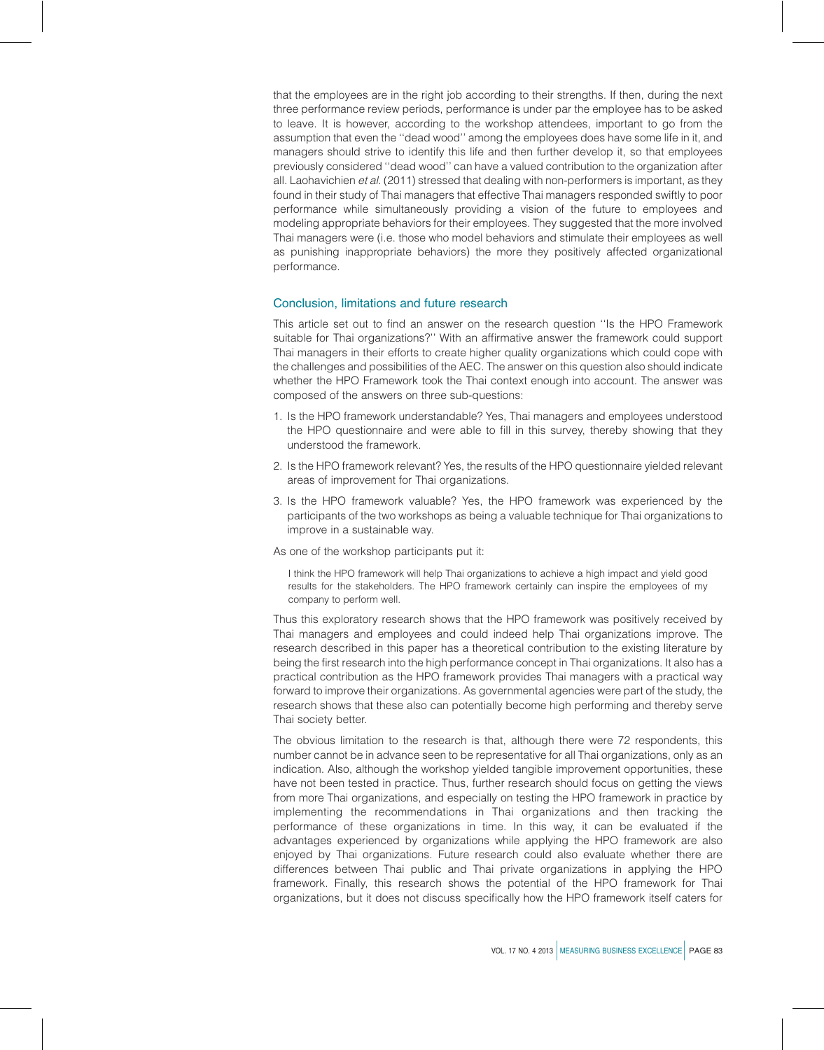that the employees are in the right job according to their strengths. If then, during the next three performance review periods, performance is under par the employee has to be asked to leave. It is however, according to the workshop attendees, important to go from the assumption that even the ''dead wood'' among the employees does have some life in it, and managers should strive to identify this life and then further develop it, so that employees previously considered ''dead wood'' can have a valued contribution to the organization after all. Laohavichien *et al.* (2011) stressed that dealing with non-performers is important, as they found in their study of Thai managers that effective Thai managers responded swiftly to poor performance while simultaneously providing a vision of the future to employees and modeling appropriate behaviors for their employees. They suggested that the more involved Thai managers were (i.e. those who model behaviors and stimulate their employees as well as punishing inappropriate behaviors) the more they positively affected organizational performance.

## Conclusion, limitations and future research

This article set out to find an answer on the research question ''Is the HPO Framework suitable for Thai organizations?'' With an affirmative answer the framework could support Thai managers in their efforts to create higher quality organizations which could cope with the challenges and possibilities of the AEC. The answer on this question also should indicate whether the HPO Framework took the Thai context enough into account. The answer was composed of the answers on three sub-questions:

1. Is the HPO framework understandable? Yes, Thai managers and employees understood the HPO questionnaire and were able to fill in this survey, thereby showing that they understood the framework.
2. Is the HPO framework relevant? Yes, the results of the HPO questionnaire yielded relevant areas of improvement for Thai organizations.
3. Is the HPO framework valuable? Yes, the HPO framework was experienced by the participants of the two workshops as being a valuable technique for Thai organizations to improve in a sustainable way.

As one of the workshop participants put it:

> I think the HPO framework will help Thai organizations to achieve a high impact and yield good results for the stakeholders. The HPO framework certainly can inspire the employees of my company to perform well.

Thus this exploratory research shows that the HPO framework was positively received by Thai managers and employees and could indeed help Thai organizations improve. The research described in this paper has a theoretical contribution to the existing literature by being the first research into the high performance concept in Thai organizations. It also has a practical contribution as the HPO framework provides Thai managers with a practical way forward to improve their organizations. As governmental agencies were part of the study, the research shows that these also can potentially become high performing and thereby serve Thai society better.

The obvious limitation to the research is that, although there were 72 respondents, this number cannot be in advance seen to be representative for all Thai organizations, only as an indication. Also, although the workshop yielded tangible improvement opportunities, these have not been tested in practice. Thus, further research should focus on getting the views from more Thai organizations, and especially on testing the HPO framework in practice by implementing the recommendations in Thai organizations and then tracking the performance of these organizations in time. In this way, it can be evaluated if the advantages experienced by organizations while applying the HPO framework are also enjoyed by Thai organizations. Future research could also evaluate whether there are differences between Thai public and Thai private organizations in applying the HPO framework. Finally, this research shows the potential of the HPO framework for Thai organizations, but it does not discuss specifically how the HPO framework itself caters for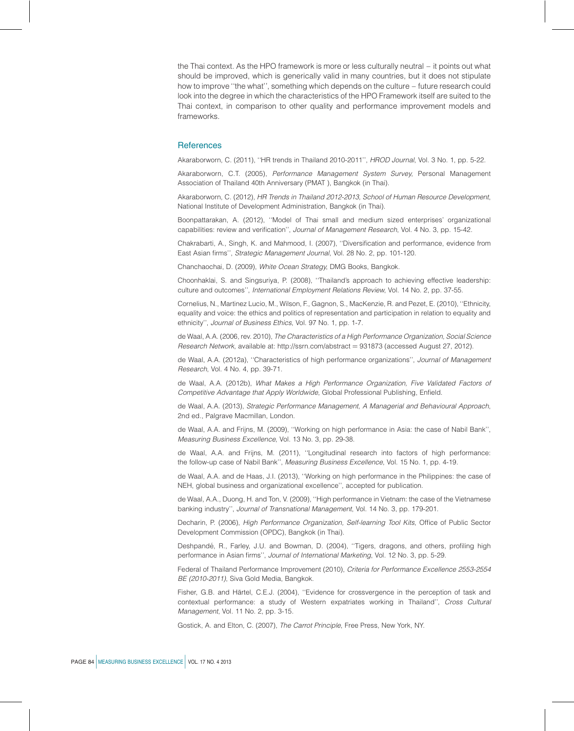the Thai context. As the HPO framework is more or less culturally neutral – it points out what should be improved, which is generically valid in many countries, but it does not stipulate how to improve ''the what'', something which depends on the culture – future research could look into the degree in which the characteristics of the HPO Framework itself are suited to the Thai context, in comparison to other quality and performance improvement models and frameworks.

## References

Akaraborworn, C. (2011), ''HR trends in Thailand 2010-2011'', *HROD Journal*, Vol. 3 No. 1, pp. 5-22.

Akaraborworn, C.T. (2005), *Performance Management System Survey*, Personal Management Association of Thailand 40th Anniversary (PMAT ), Bangkok (in Thai).

Akaraborworn, C. (2012), *HR Trends in Thailand 2012-2013, School of Human Resource Development*, National Institute of Development Administration, Bangkok (in Thai).

Boonpattarakan, A. (2012), ''Model of Thai small and medium sized enterprises' organizational capabilities: review and verification'', *Journal of Management Research*, Vol. 4 No. 3, pp. 15-42.

Chakrabarti, A., Singh, K. and Mahmood, I. (2007), ''Diversification and performance, evidence from East Asian firms'', *Strategic Management Journal*, Vol. 28 No. 2, pp. 101-120.

Chanchaochai, D. (2009), *White Ocean Strategy*, DMG Books, Bangkok.

Choonhaklai, S. and Singsuriya, P. (2008), ''Thailand's approach to achieving effective leadership: culture and outcomes'', *International Employment Relations Review*, Vol. 14 No. 2, pp. 37-55.

Cornelius, N., Martinez Lucio, M., Wilson, F., Gagnon, S., MacKenzie, R. and Pezet, E. (2010), ''Ethnicity, equality and voice: the ethics and politics of representation and participation in relation to equality and ethnicity'', *Journal of Business Ethics*, Vol. 97 No. 1, pp. 1-7.

de Waal, A.A. (2006, rev. 2010), *The Characteristics of a High Performance Organization*, *Social Science Research Network*, available at: http://ssrn.com/abstract = 931873 (accessed August 27, 2012).

de Waal, A.A. (2012a), ''Characteristics of high performance organizations'', *Journal of Management Research*, Vol. 4 No. 4, pp. 39-71.

de Waal, A.A. (2012b), *What Makes a High Performance Organization, Five Validated Factors of Competitive Advantage that Apply Worldwide*, Global Professional Publishing, Enfield.

de Waal, A.A. (2013), *Strategic Performance Management*, *A Managerial and Behavioural Approach*, 2nd ed., Palgrave Macmillan, London.

de Waal, A.A. and Frijns, M. (2009), ''Working on high performance in Asia: the case of Nabil Bank'', *Measuring Business Excellence*, Vol. 13 No. 3, pp. 29-38.

de Waal, A.A. and Frijns, M. (2011), ''Longitudinal research into factors of high performance: the follow-up case of Nabil Bank'', *Measuring Business Excellence*, Vol. 15 No. 1, pp. 4-19.

de Waal, A.A. and de Haas, J.I. (2013), ''Working on high performance in the Philippines: the case of NEH, global business and organizational excellence'', accepted for publication.

de Waal, A.A., Duong, H. and Ton, V. (2009), ''High performance in Vietnam: the case of the Vietnamese banking industry'', *Journal of Transnational Management*, Vol. 14 No. 3, pp. 179-201.

Decharin, P. (2006), *High Performance Organization, Self-learning Tool Kits*, Office of Public Sector Development Commission (OPDC), Bangkok (in Thai).

Deshpandé, R., Farley, J.U. and Bowman, D. (2004), ''Tigers, dragons, and others, profiling high performance in Asian firms'', *Journal of International Marketing*, Vol. 12 No. 3, pp. 5-29.

Federal of Thailand Performance Improvement (2010), *Criteria for Performance Excellence 2553-2554 BE (2010-2011)*, Siva Gold Media, Bangkok.

Fisher, G.B. and Härtel, C.E.J. (2004), ''Evidence for crossvergence in the perception of task and contextual performance: a study of Western expatriates working in Thailand'', *Cross Cultural Management*, Vol. 11 No. 2, pp. 3-15.

Gostick, A. and Elton, C. (2007), *The Carrot Principle*, Free Press, New York, NY.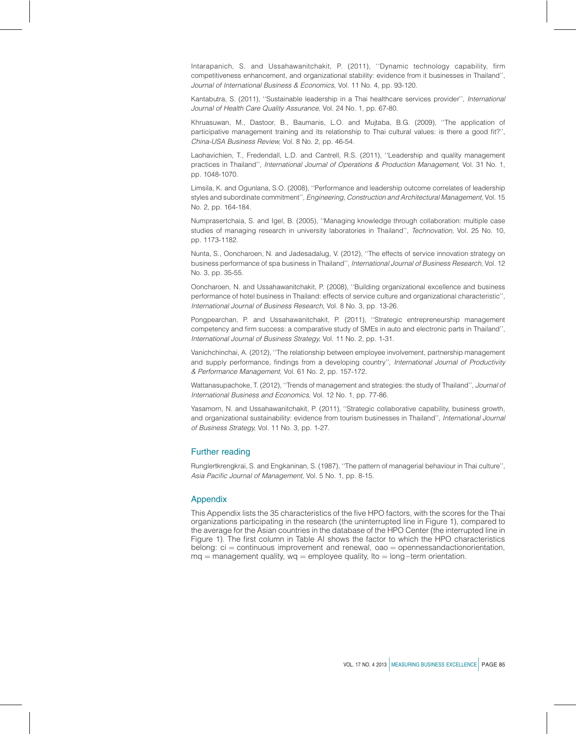Intarapanich, S. and Ussahawanitchakit, P. (2011), ''Dynamic technology capability, firm competitiveness enhancement, and organizational stability: evidence from it businesses in Thailand'', *Journal of International Business & Economics*, Vol. 11 No. 4, pp. 93-120.

Kantabutra, S. (2011), ''Sustainable leadership in a Thai healthcare services provider'', *International Journal of Health Care Quality Assurance*, Vol. 24 No. 1, pp. 67-80.

Khruasuwan, M., Dastoor, B., Baumanis, L.O. and Mujtaba, B.G. (2009), ''The application of participative management training and its relationship to Thai cultural values: is there a good fit?'', *China-USA Business Review*, Vol. 8 No. 2, pp. 46-54.

Laohavichien, T., Fredendall, L.D. and Cantrell, R.S. (2011), ''Leadership and quality management practices in Thailand'', *International Journal of Operations & Production Management*, Vol. 31 No. 1, pp. 1048-1070.

Limsila, K. and Ogunlana, S.O. (2008), ''Performance and leadership outcome correlates of leadership styles and subordinate commitment'', *Engineering, Construction and Architectural Management*, Vol. 15 No. 2, pp. 164-184.

Numprasertchaia, S. and Igel, B. (2005), ''Managing knowledge through collaboration: multiple case studies of managing research in university laboratories in Thailand'', *Technovation*, Vol. 25 No. 10, pp. 1173-1182.

Nunta, S., Ooncharoen, N. and Jadesadalug, V. (2012), ''The effects of service innovation strategy on business performance of spa business in Thailand'', *International Journal of Business Research*, Vol. 12 No. 3, pp. 35-55.

Ooncharoen, N. and Ussahawanitchakit, P. (2008), ''Building organizational excellence and business performance of hotel business in Thailand: effects of service culture and organizational characteristic'', *International Journal of Business Research*, Vol. 8 No. 3, pp. 13-26.

Pongpearchan, P. and Ussahawanitchakit, P. (2011), ''Strategic entrepreneurship management competency and firm success: a comparative study of SMEs in auto and electronic parts in Thailand'', *International Journal of Business Strategy*, Vol. 11 No. 2, pp. 1-31.

Vanichchinchai, A. (2012), ''The relationship between employee involvement, partnership management and supply performance, findings from a developing country'', *International Journal of Productivity & Performance Management*, Vol. 61 No. 2, pp. 157-172.

Wattanasupachoke, T. (2012), ''Trends of management and strategies: the study of Thailand'', *Journal of International Business and Economics*, Vol. 12 No. 1, pp. 77-86.

Yasamorn, N. and Ussahawanitchakit, P. (2011), ''Strategic collaborative capability, business growth, and organizational sustainability: evidence from tourism businesses in Thailand'', *International Journal of Business Strategy*, Vol. 11 No. 3, pp. 1-27.

## Further reading

Runglertkrengkrai, S. and Engkaninan, S. (1987), ''The pattern of managerial behaviour in Thai culture'', *Asia Pacific Journal of Management*, Vol. 5 No. 1, pp. 8-15.

## Appendix

This Appendix lists the 35 characteristics of the five HPO factors, with the scores for the Thai organizations participating in the research (the uninterrupted line in Figure 1), compared to the average for the Asian countries in the database of the HPO Center (the interrupted line in Figure 1). The first column in Table AI shows the factor to which the HPO characteristics belong: ci = continuous improvement and renewal, oao = opennessandactionorientation, mq = management quality, wq = employee quality, lto = long–term orientation.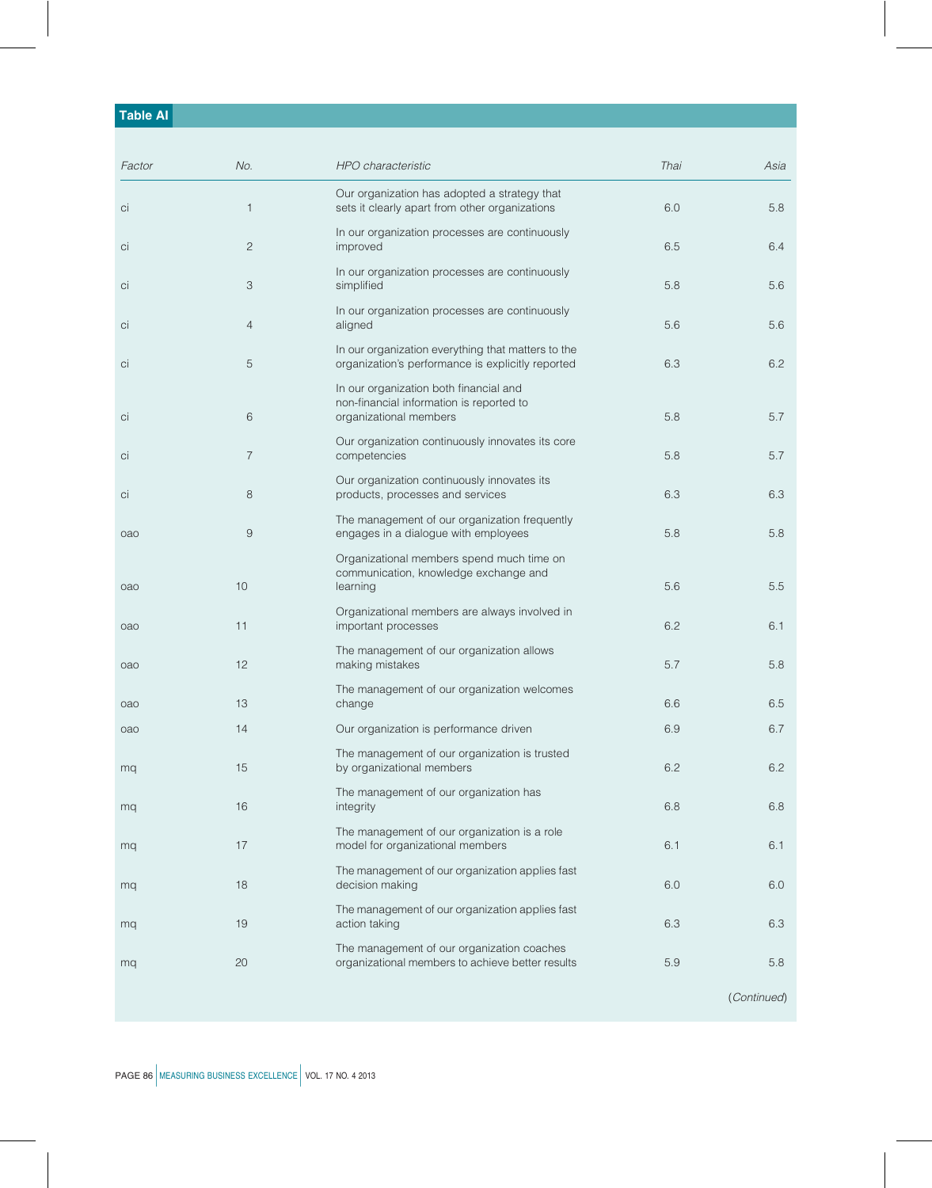**Table AI**

| Factor | No. | HPO characteristic | Thai | Asia |
|---|---|---|---|---|
| ci | 1 | Our organization has adopted a strategy that sets it clearly apart from other organizations | 6.0 | 5.8 |
| ci | 2 | In our organization processes are continuously improved | 6.5 | 6.4 |
| ci | 3 | In our organization processes are continuously simplified | 5.8 | 5.6 |
| ci | 4 | In our organization processes are continuously aligned | 5.6 | 5.6 |
| ci | 5 | In our organization everything that matters to the organization's performance is explicitly reported | 6.3 | 6.2 |
| ci | 6 | In our organization both financial and non-financial information is reported to organizational members | 5.8 | 5.7 |
| ci | 7 | Our organization continuously innovates its core competencies | 5.8 | 5.7 |
| ci | 8 | Our organization continuously innovates its products, processes and services | 6.3 | 6.3 |
| oao | 9 | The management of our organization frequently engages in a dialogue with employees | 5.8 | 5.8 |
| oao | 10 | Organizational members spend much time on communication, knowledge exchange and learning | 5.6 | 5.5 |
| oao | 11 | Organizational members are always involved in important processes | 6.2 | 6.1 |
| oao | 12 | The management of our organization allows making mistakes | 5.7 | 5.8 |
| oao | 13 | The management of our organization welcomes change | 6.6 | 6.5 |
| oao | 14 | Our organization is performance driven | 6.9 | 6.7 |
| mq | 15 | The management of our organization is trusted by organizational members | 6.2 | 6.2 |
| mq | 16 | The management of our organization has integrity | 6.8 | 6.8 |
| mq | 17 | The management of our organization is a role model for organizational members | 6.1 | 6.1 |
| mq | 18 | The management of our organization applies fast decision making | 6.0 | 6.0 |
| mq | 19 | The management of our organization applies fast action taking | 6.3 | 6.3 |
| mq | 20 | The management of our organization coaches organizational members to achieve better results | 5.9 | 5.8 |

(*Continued*)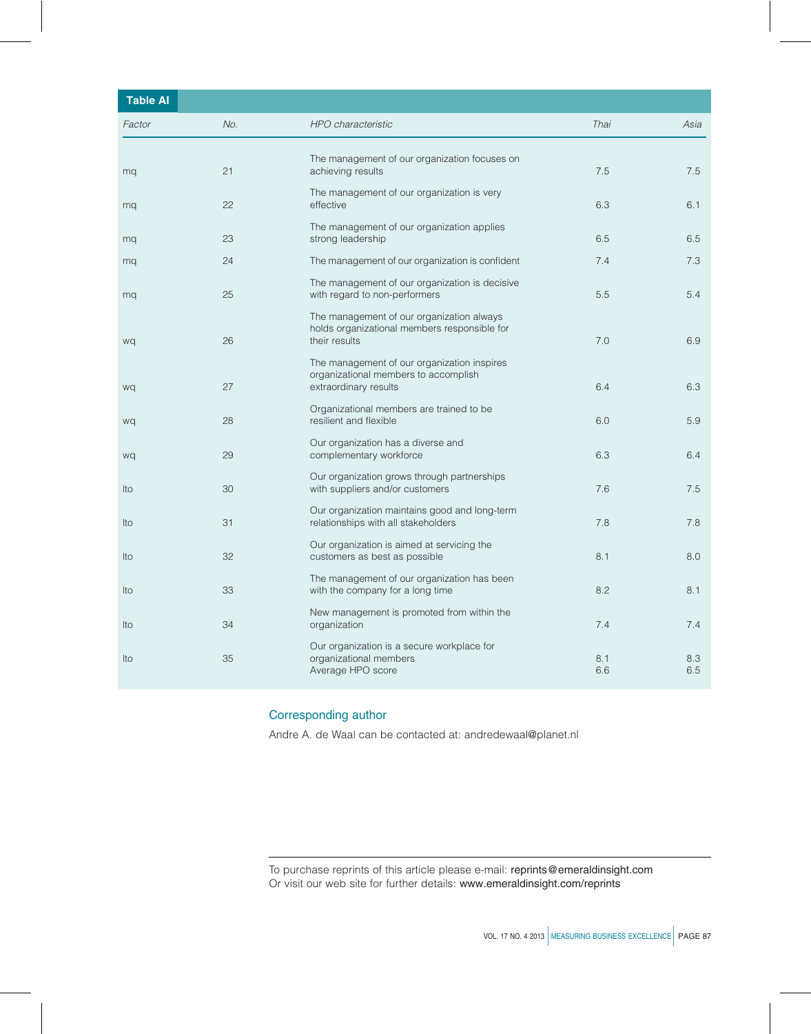**Table AI**

| Factor | No. | HPO characteristic | Thai | Asia |
|---|---|---|---|---|
| mq | 21 | The management of our organization focuses on achieving results | 7.5 | 7.5 |
| mq | 22 | The management of our organization is very effective | 6.3 | 6.1 |
| mq | 23 | The management of our organization applies strong leadership | 6.5 | 6.5 |
| mq | 24 | The management of our organization is confident | 7.4 | 7.3 |
| mq | 25 | The management of our organization is decisive with regard to non-performers | 5.5 | 5.4 |
| wq | 26 | The management of our organization always holds organizational members responsible for their results | 7.0 | 6.9 |
| wq | 27 | The management of our organization inspires organizational members to accomplish extraordinary results | 6.4 | 6.3 |
| wq | 28 | Organizational members are trained to be resilient and flexible | 6.0 | 5.9 |
| wq | 29 | Our organization has a diverse and complementary workforce | 6.3 | 6.4 |
| lto | 30 | Our organization grows through partnerships with suppliers and/or customers | 7.6 | 7.5 |
| lto | 31 | Our organization maintains good and long-term relationships with all stakeholders | 7.8 | 7.8 |
| lto | 32 | Our organization is aimed at servicing the customers as best as possible | 8.1 | 8.0 |
| lto | 33 | The management of our organization has been with the company for a long time | 8.2 | 8.1 |
| lto | 34 | New management is promoted from within the organization | 7.4 | 7.4 |
| lto | 35 | Our organization is a secure workplace for organizational members | 8.1 | 8.3 |
| | | Average HPO score | 6.6 | 6.5 |

## Corresponding author

Andre A. de Waal can be contacted at: andredewaal@planet.nl

To purchase reprints of this article please e-mail: reprints@emeraldinsight.com
Or visit our web site for further details: www.emeraldinsight.com/reprints